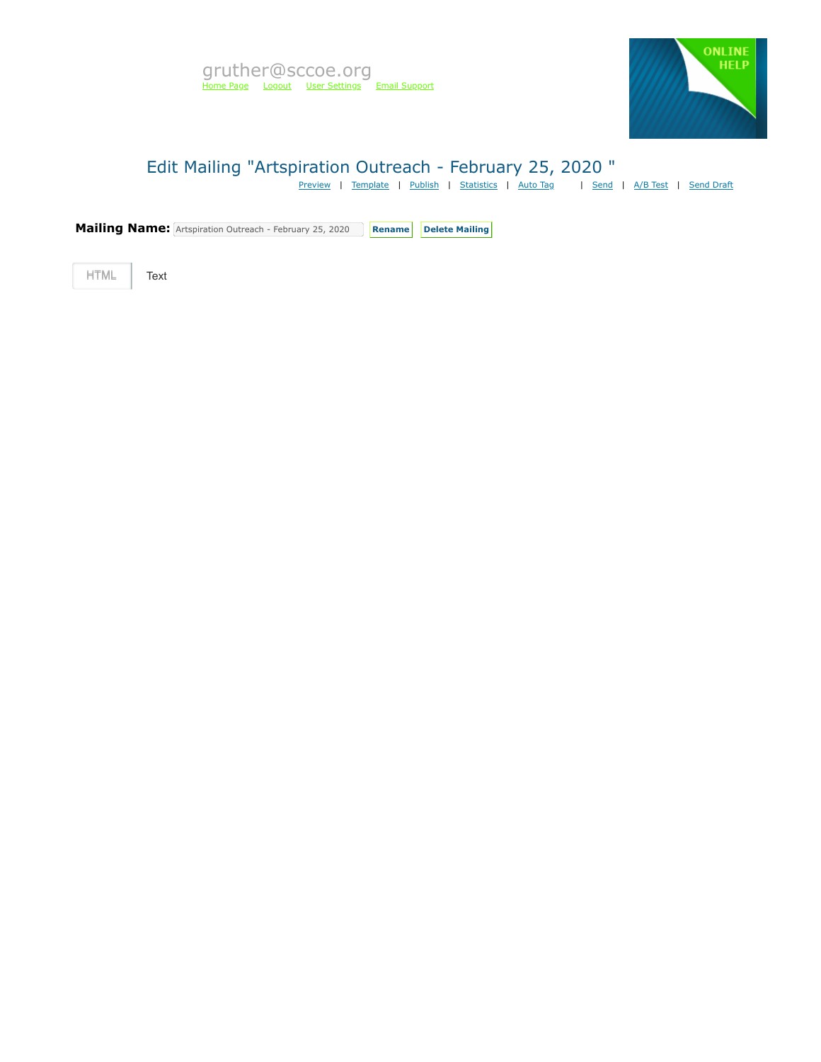gruther@sccoe.org

Home Page Logout User Settings Email Support

ONLINE HELP

# Edit Mailing "Artspiration Outreach - February 25, 2020 "

Preview | Template | Publish | Statistics | Auto Tag | Send | A/B Test | Send Draft

**Mailing Name:** Artspiration Outreach - February 25, 2020 **Rename** **Delete Mailing**

HTML Text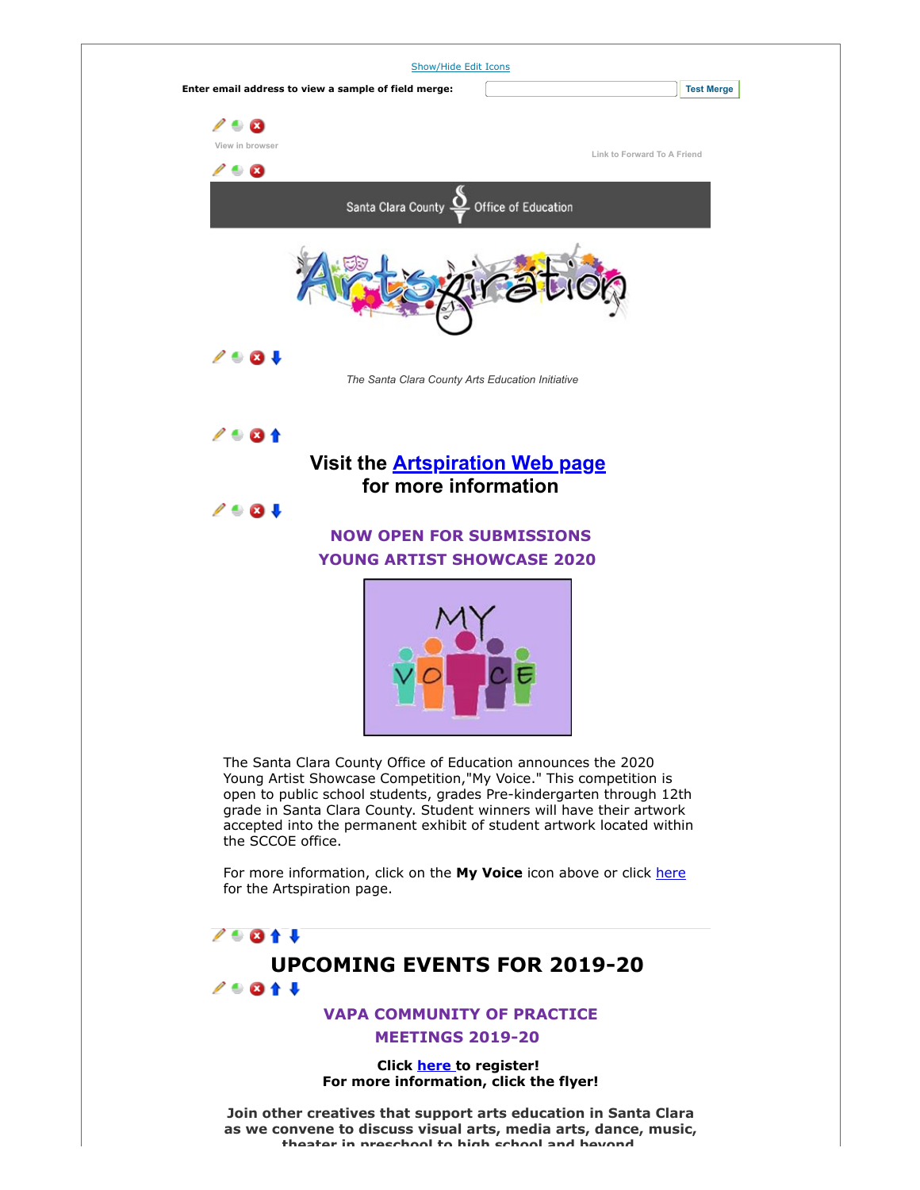Show/Hide Edit Icons

**Enter email address to view a sample of field merge:** Test Merge

View in browser

Link to Forward To A Friend

*The Santa Clara County Arts Education Initiative*

## Visit the Artspiration Web page for more information

### NOW OPEN FOR SUBMISSIONS
### YOUNG ARTIST SHOWCASE 2020

The Santa Clara County Office of Education announces the 2020 Young Artist Showcase Competition,"My Voice." This competition is open to public school students, grades Pre-kindergarten through 12th grade in Santa Clara County. Student winners will have their artwork accepted into the permanent exhibit of student artwork located within the SCCOE office.

For more information, click on the **My Voice** icon above or click here for the Artspiration page.

# UPCOMING EVENTS FOR 2019-20

### VAPA COMMUNITY OF PRACTICE MEETINGS 2019-20

**Click here to register!**
**For more information, click the flyer!**

**Join other creatives that support arts education in Santa Clara as we convene to discuss visual arts, media arts, dance, music, theater in preschool to high school and beyond**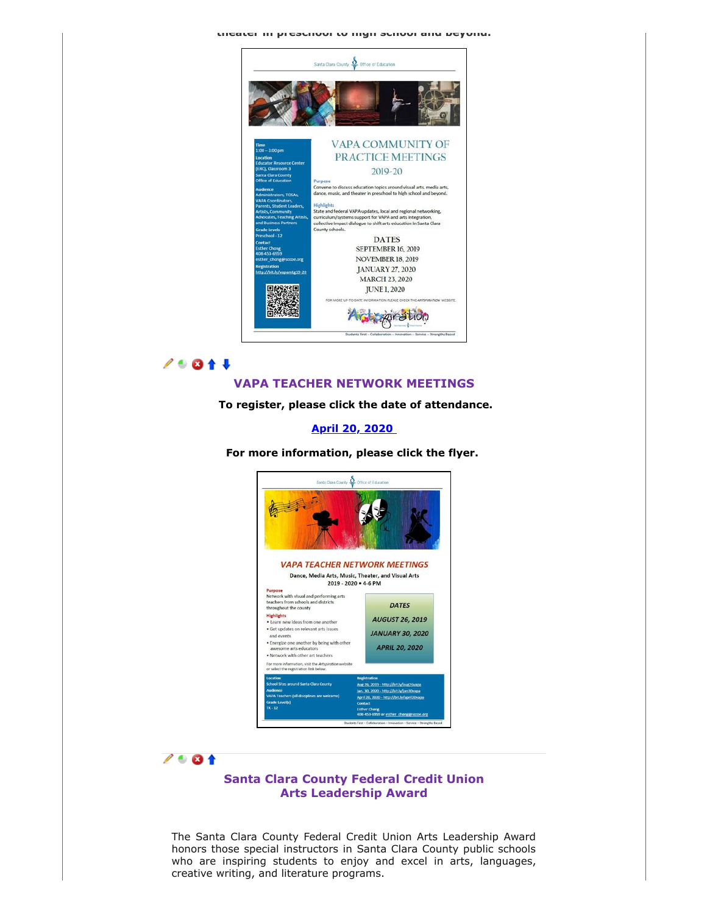theater in preschool to high school and beyond.

Santa Clara County Office of Education

## VAPA COMMUNITY OF PRACTICE MEETINGS

### 2019-20

**Time**
1:00 – 3:00 pm

**Location**
Educator Resource Center (ERC), Classroom 3
Santa Clara County Office of Education

**Audience**
Administrators, TOSAs, VAPA Coordinators, Parents, Student Leaders, Artists, Community Advocates, Teaching Artists, and Business Partners

**Grade levels**
Preschool - 12

**Contact**
Esther Chong
408-453-6959
esther_chong@sccoe.org

**Registration**
http://bit.ly/vapacofp19-20

**Purpose**
Convene to discuss education topics around visual arts, media arts, dance, music, and theater in preschool to high school and beyond.

**Highlights**
State and federal VAPA updates, local and regional networking, curriculum/systems support for VAPA and arts integration, collective impact dialogue to shift arts education in Santa Clara County schools.

**DATES**
SEPTEMBER 16, 2019
NOVEMBER 18, 2019
JANUARY 27, 2020
MARCH 23, 2020
JUNE 1, 2020

FOR MORE UP-TO-DATE INFORMATION PLEASE CHECK THE *ARTSPIRATION* WEBSITE.

Artspiration

Students First – Collaboration – Innovation – Service – Strengths Based

## VAPA TEACHER NETWORK MEETINGS

**To register, please click the date of attendance.**

**[April 20, 2020](#)**

**For more information, please click the flyer.**

Santa Clara County Office of Education

### *VAPA TEACHER NETWORK MEETINGS*

Dance, Media Arts, Music, Theater, and Visual Arts
2019 - 2020 • 4-6 PM

**Purpose**
Network with visual and performing arts teachers from schools and districts throughout the county

**Highlights**
- Learn new ideas from one another
- Get updates on relevant arts issues and events
- Energize one another by being with other awesome arts educators
- Network with other art teachers

*DATES*
*AUGUST 26, 2019*
*JANUARY 30, 2020*
*APRIL 20, 2020*

For more information, visit the *Artspiration* website or select the registration link below.

**Location**
School Sites around Santa Clara County

**Audience**
VAPA Teachers (all disciplines are welcome)

**Grade Level(s)**
TK - 12

**Registration**
Aug 26, 2019 - http://bit.ly/aug26vapa
Jan. 30, 2020 - http://bit.ly/jan30vapa
April 20, 2020 - http://bit.ly/april20vapa

**Contact**
Esther Chong
408-453-6959 or esther_chong@sccoe.org

Students First – Collaboration – Innovation – Service – Strengths Based

## Santa Clara County Federal Credit Union Arts Leadership Award

The Santa Clara County Federal Credit Union Arts Leadership Award honors those special instructors in Santa Clara County public schools who are inspiring students to enjoy and excel in arts, languages, creative writing, and literature programs.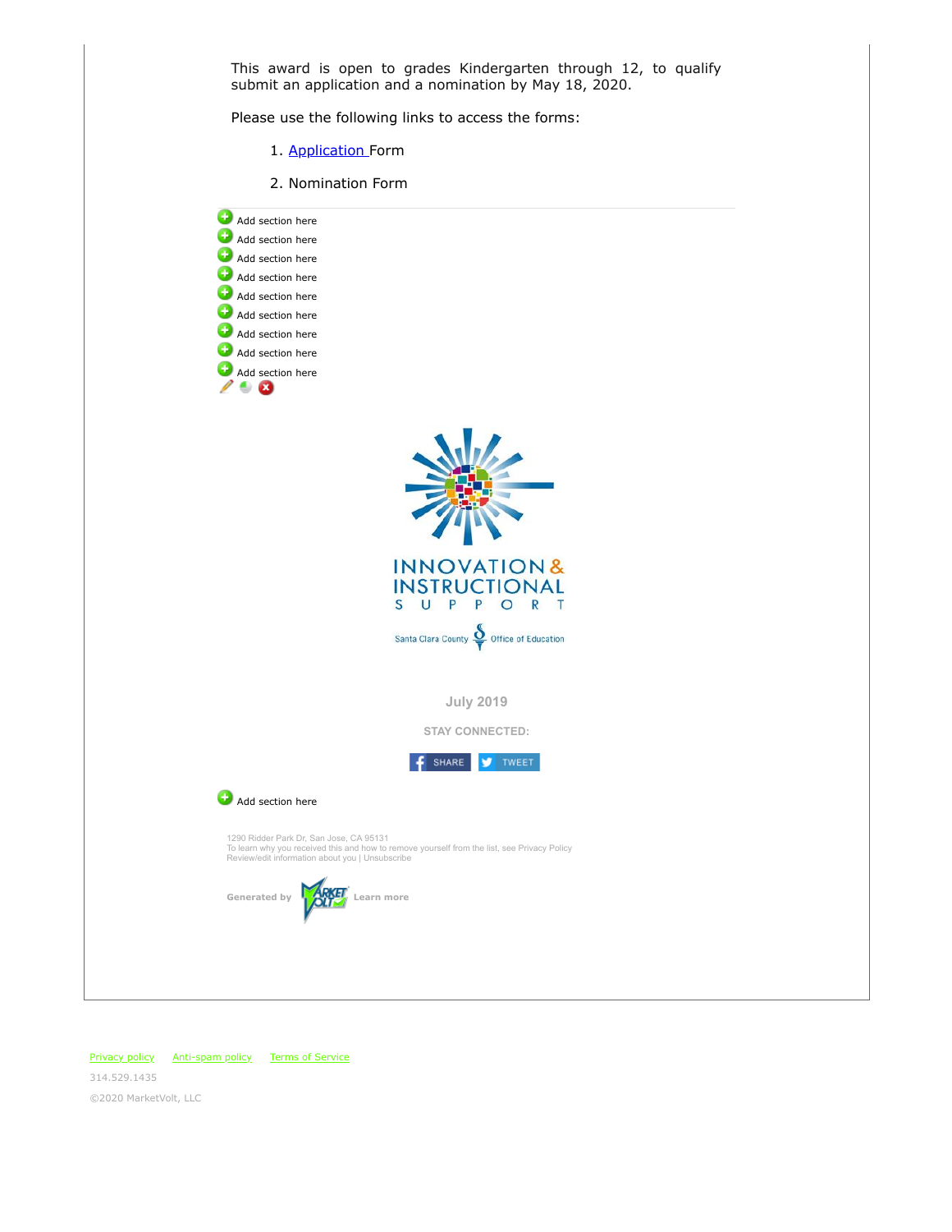This award is open to grades Kindergarten through 12, to qualify submit an application and a nomination by May 18, 2020.

Please use the following links to access the forms:

1. [Application Form]
2. Nomination Form

Add section here
Add section here
Add section here
Add section here
Add section here
Add section here
Add section here
Add section here
Add section here

INNOVATION & INSTRUCTIONAL SUPPORT

Santa Clara County Office of Education

July 2019

STAY CONNECTED:

SHARE TWEET

Add section here

1290 Ridder Park Dr, San Jose, CA 95131
To learn why you received this and how to remove yourself from the list, see Privacy Policy
Review/edit information about you | Unsubscribe

Generated by MarketVolt Learn more

Privacy policy Anti-spam policy Terms of Service

314.529.1435

©2020 MarketVolt, LLC